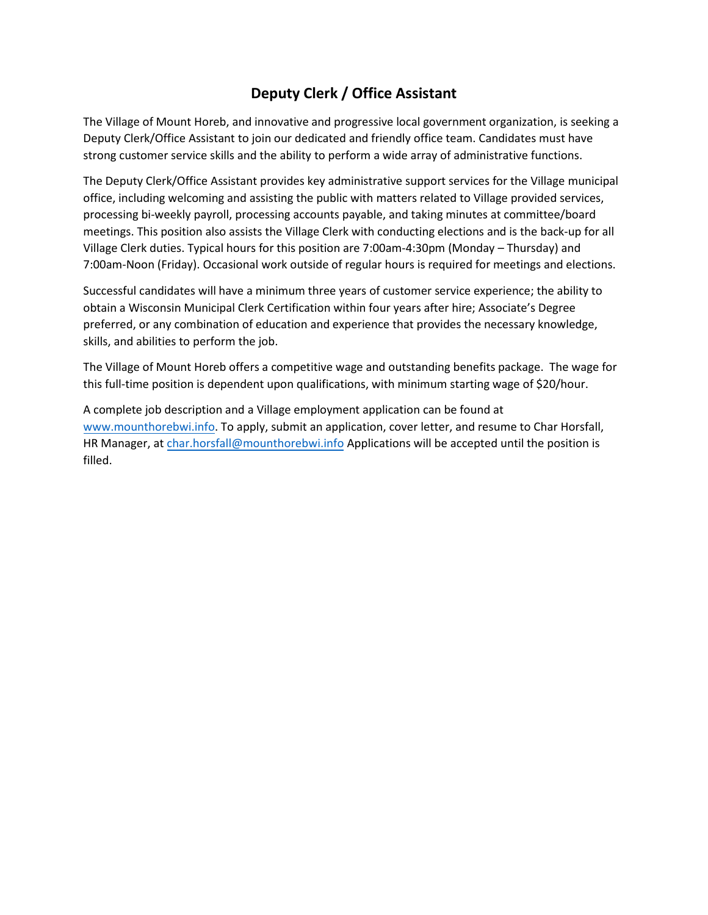# Deputy Clerk / Office Assistant

The Village of Mount Horeb, and innovative and progressive local government organization, is seeking a Deputy Clerk/Office Assistant to join our dedicated and friendly office team. Candidates must have strong customer service skills and the ability to perform a wide array of administrative functions.

The Deputy Clerk/Office Assistant provides key administrative support services for the Village municipal office, including welcoming and assisting the public with matters related to Village provided services, processing bi-weekly payroll, processing accounts payable, and taking minutes at committee/board meetings. This position also assists the Village Clerk with conducting elections and is the back-up for all Village Clerk duties. Typical hours for this position are 7:00am-4:30pm (Monday – Thursday) and 7:00am-Noon (Friday). Occasional work outside of regular hours is required for meetings and elections.

Successful candidates will have a minimum three years of customer service experience; the ability to obtain a Wisconsin Municipal Clerk Certification within four years after hire; Associate's Degree preferred, or any combination of education and experience that provides the necessary knowledge, skills, and abilities to perform the job.

The Village of Mount Horeb offers a competitive wage and outstanding benefits package. The wage for this full-time position is dependent upon qualifications, with minimum starting wage of $20/hour.

A complete job description and a Village employment application can be found at [www.mounthorebwi.info](http://www.mounthorebwi.info). To apply, submit an application, cover letter, and resume to Char Horsfall, HR Manager, at [char.horsfall@mounthorebwi.info](mailto:char.horsfall@mounthorebwi.info) Applications will be accepted until the position is filled.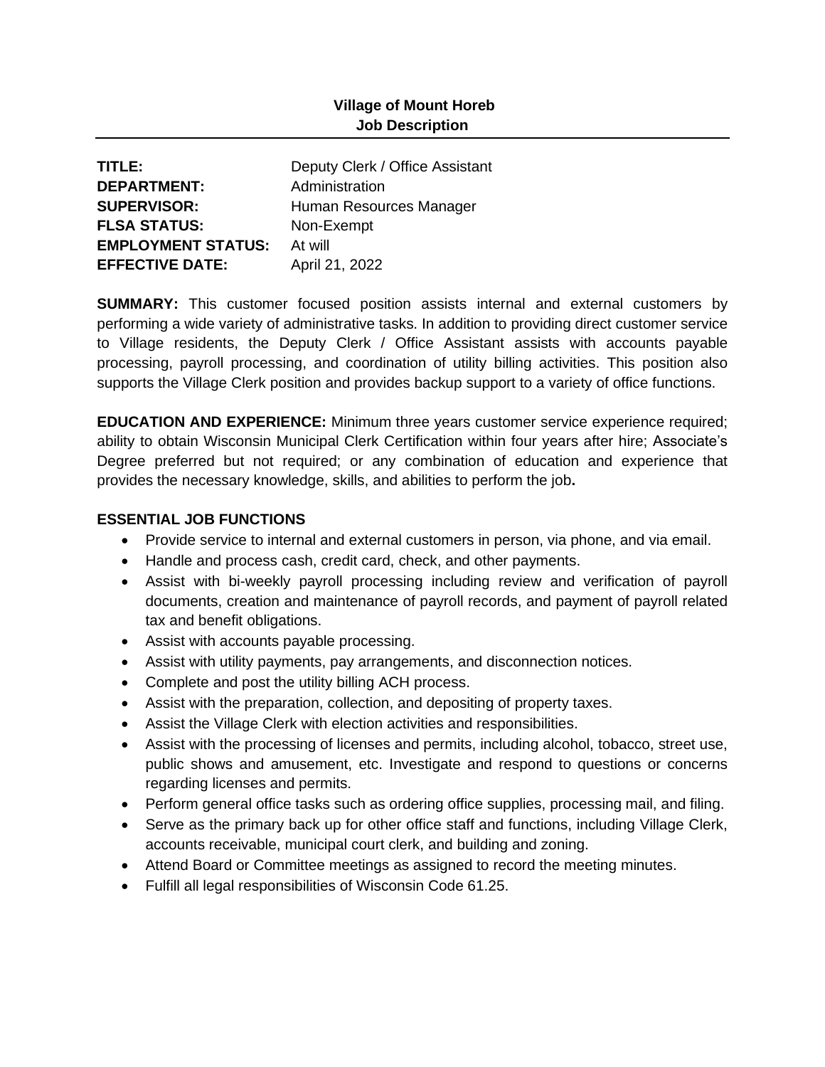**Village of Mount Horeb**
**Job Description**

---

| | |
|---|---|
| **TITLE:** | Deputy Clerk / Office Assistant |
| **DEPARTMENT:** | Administration |
| **SUPERVISOR:** | Human Resources Manager |
| **FLSA STATUS:** | Non-Exempt |
| **EMPLOYMENT STATUS:** | At will |
| **EFFECTIVE DATE:** | April 21, 2022 |

**SUMMARY:** This customer focused position assists internal and external customers by performing a wide variety of administrative tasks. In addition to providing direct customer service to Village residents, the Deputy Clerk / Office Assistant assists with accounts payable processing, payroll processing, and coordination of utility billing activities. This position also supports the Village Clerk position and provides backup support to a variety of office functions.

**EDUCATION AND EXPERIENCE:** Minimum three years customer service experience required; ability to obtain Wisconsin Municipal Clerk Certification within four years after hire; Associate's Degree preferred but not required; or any combination of education and experience that provides the necessary knowledge, skills, and abilities to perform the job**.**

**ESSENTIAL JOB FUNCTIONS**

- Provide service to internal and external customers in person, via phone, and via email.
- Handle and process cash, credit card, check, and other payments.
- Assist with bi-weekly payroll processing including review and verification of payroll documents, creation and maintenance of payroll records, and payment of payroll related tax and benefit obligations.
- Assist with accounts payable processing.
- Assist with utility payments, pay arrangements, and disconnection notices.
- Complete and post the utility billing ACH process.
- Assist with the preparation, collection, and depositing of property taxes.
- Assist the Village Clerk with election activities and responsibilities.
- Assist with the processing of licenses and permits, including alcohol, tobacco, street use, public shows and amusement, etc. Investigate and respond to questions or concerns regarding licenses and permits.
- Perform general office tasks such as ordering office supplies, processing mail, and filing.
- Serve as the primary back up for other office staff and functions, including Village Clerk, accounts receivable, municipal court clerk, and building and zoning.
- Attend Board or Committee meetings as assigned to record the meeting minutes.
- Fulfill all legal responsibilities of Wisconsin Code 61.25.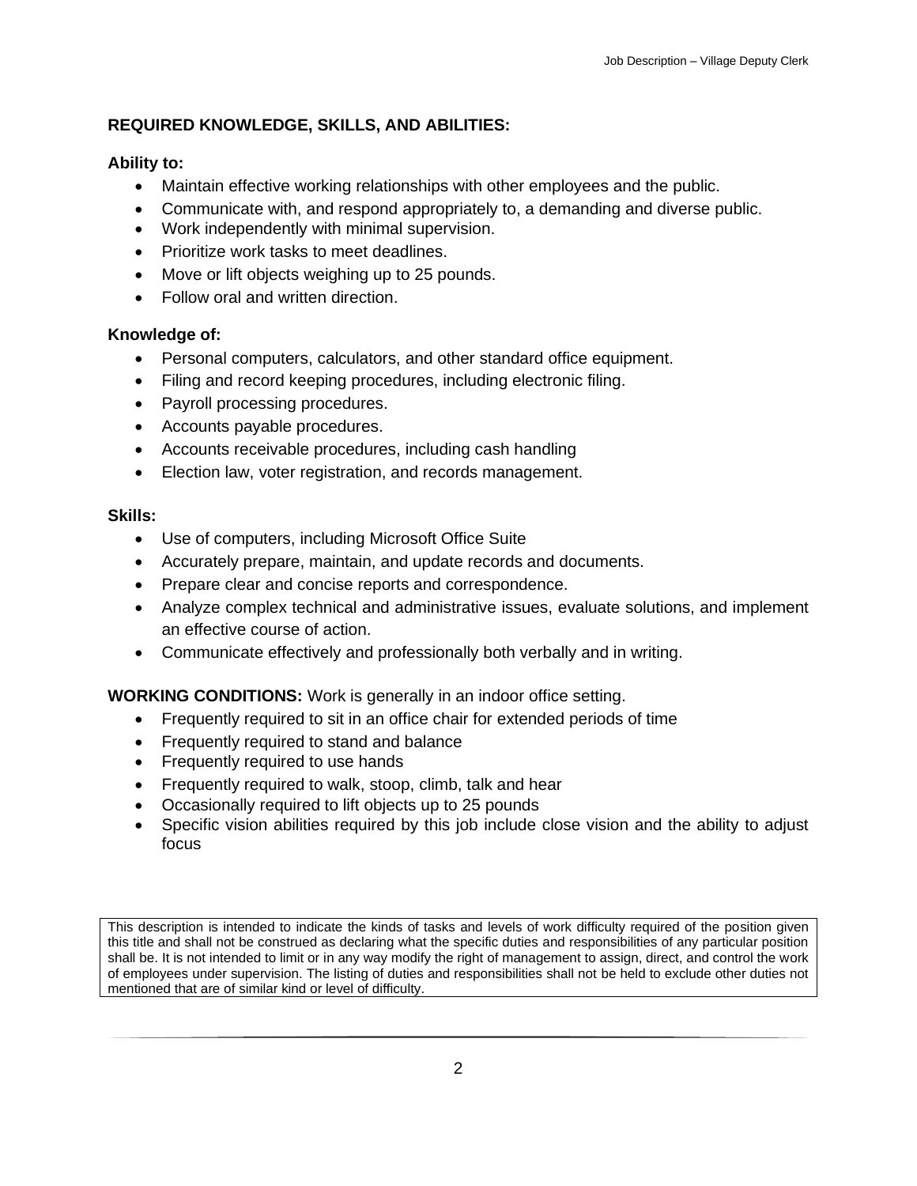**REQUIRED KNOWLEDGE, SKILLS, AND ABILITIES:**

**Ability to:**

- Maintain effective working relationships with other employees and the public.
- Communicate with, and respond appropriately to, a demanding and diverse public.
- Work independently with minimal supervision.
- Prioritize work tasks to meet deadlines.
- Move or lift objects weighing up to 25 pounds.
- Follow oral and written direction.

**Knowledge of:**

- Personal computers, calculators, and other standard office equipment.
- Filing and record keeping procedures, including electronic filing.
- Payroll processing procedures.
- Accounts payable procedures.
- Accounts receivable procedures, including cash handling
- Election law, voter registration, and records management.

**Skills:**

- Use of computers, including Microsoft Office Suite
- Accurately prepare, maintain, and update records and documents.
- Prepare clear and concise reports and correspondence.
- Analyze complex technical and administrative issues, evaluate solutions, and implement an effective course of action.
- Communicate effectively and professionally both verbally and in writing.

**WORKING CONDITIONS:** Work is generally in an indoor office setting.

- Frequently required to sit in an office chair for extended periods of time
- Frequently required to stand and balance
- Frequently required to use hands
- Frequently required to walk, stoop, climb, talk and hear
- Occasionally required to lift objects up to 25 pounds
- Specific vision abilities required by this job include close vision and the ability to adjust focus

This description is intended to indicate the kinds of tasks and levels of work difficulty required of the position given this title and shall not be construed as declaring what the specific duties and responsibilities of any particular position shall be. It is not intended to limit or in any way modify the right of management to assign, direct, and control the work of employees under supervision. The listing of duties and responsibilities shall not be held to exclude other duties not mentioned that are of similar kind or level of difficulty.